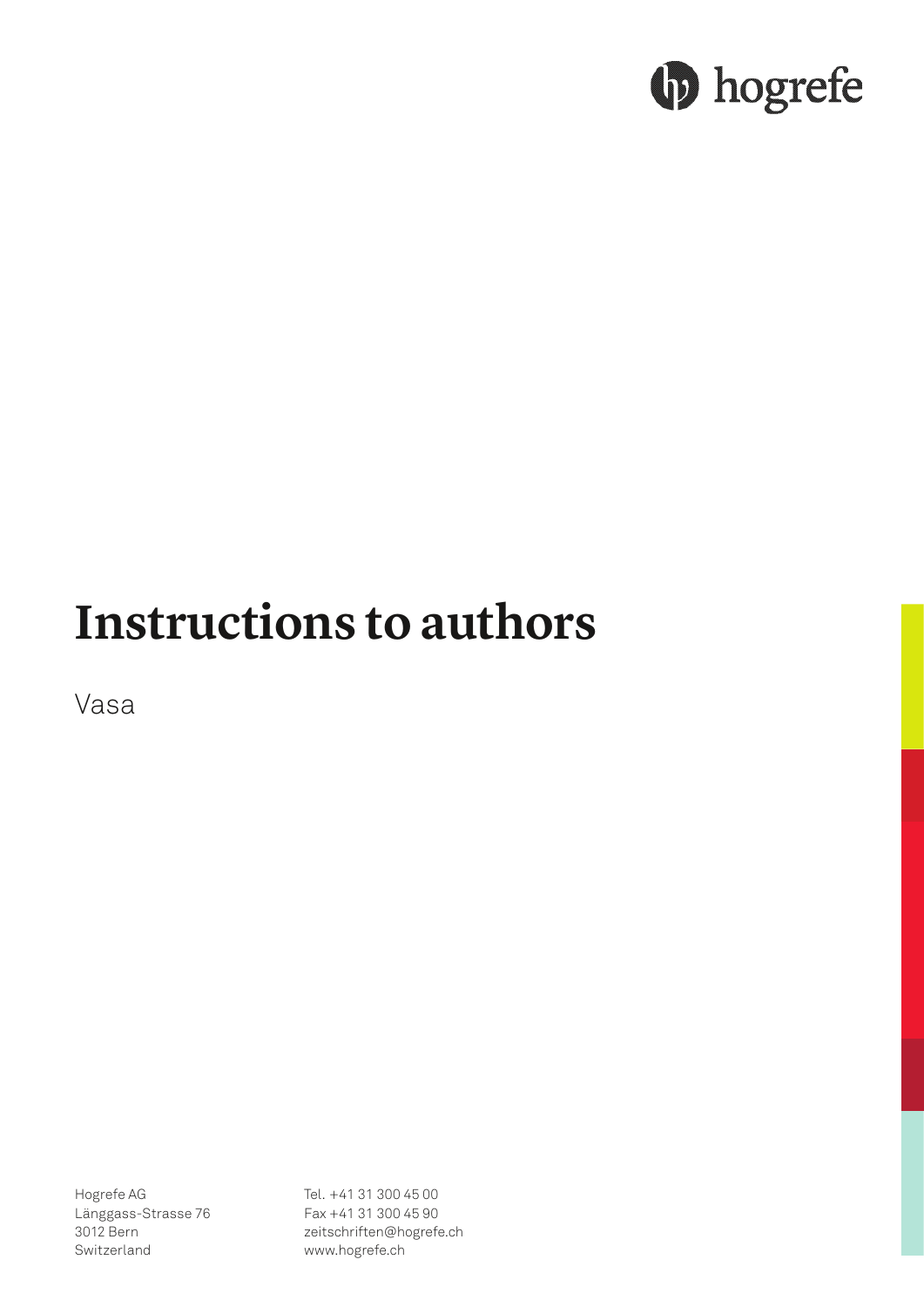hogrefe

# Instructions to authors

Vasa

Hogrefe AG
Länggass-Strasse 76
3012 Bern
Switzerland

Tel. +41 31 300 45 00
Fax +41 31 300 45 90
zeitschriften@hogrefe.ch
www.hogrefe.ch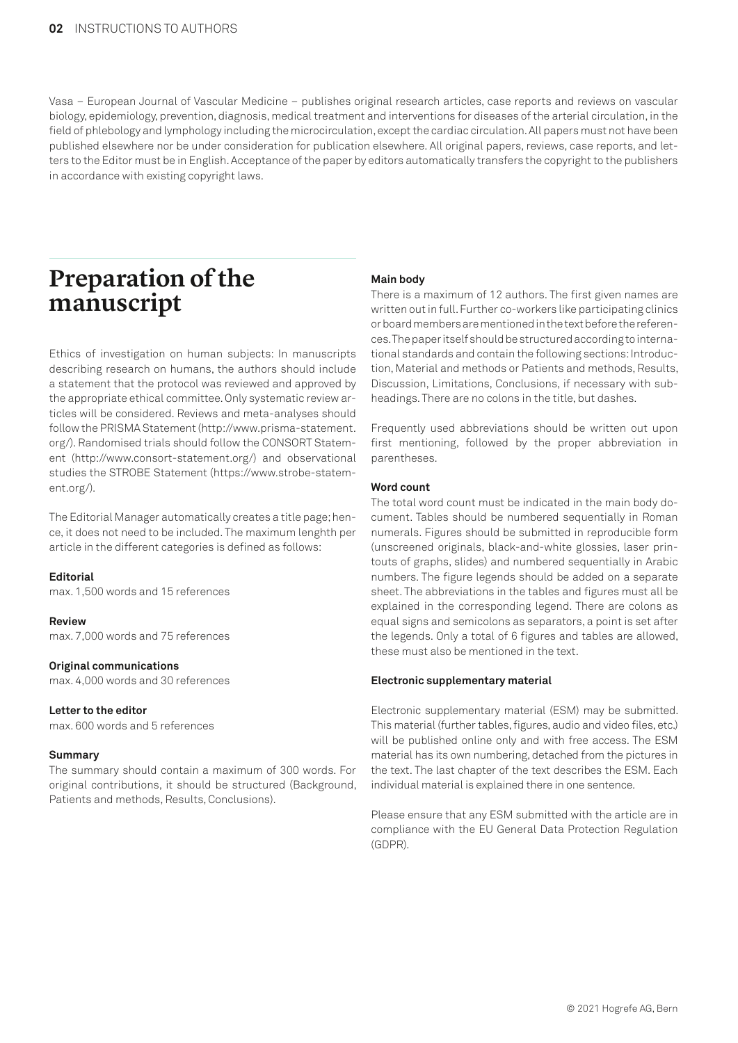Vasa – European Journal of Vascular Medicine – publishes original research articles, case reports and reviews on vascular biology, epidemiology, prevention, diagnosis, medical treatment and interventions for diseases of the arterial circulation, in the field of phlebology and lymphology including the microcirculation, except the cardiac circulation. All papers must not have been published elsewhere nor be under consideration for publication elsewhere. All original papers, reviews, case reports, and letters to the Editor must be in English. Acceptance of the paper by editors automatically transfers the copyright to the publishers in accordance with existing copyright laws.

# Preparation of the manuscript

Ethics of investigation on human subjects: In manuscripts describing research on humans, the authors should include a statement that the protocol was reviewed and approved by the appropriate ethical committee. Only systematic review articles will be considered. Reviews and meta-analyses should follow the PRISMA Statement (http://www.prisma-statement.org/). Randomised trials should follow the CONSORT Statement (http://www.consort-statement.org/) and observational studies the STROBE Statement (https://www.strobe-statement.org/).

The Editorial Manager automatically creates a title page; hence, it does not need to be included. The maximum lenghth per article in the different categories is defined as follows:

**Editorial**
max. 1,500 words and 15 references

**Review**
max. 7,000 words and 75 references

**Original communications**
max. 4,000 words and 30 references

**Letter to the editor**
max. 600 words and 5 references

**Summary**
The summary should contain a maximum of 300 words. For original contributions, it should be structured (Background, Patients and methods, Results, Conclusions).

**Main body**
There is a maximum of 12 authors. The first given names are written out in full. Further co-workers like participating clinics or board members are mentioned in the text before the references. The paper itself should be structured according to international standards and contain the following sections: Introduction, Material and methods or Patients and methods, Results, Discussion, Limitations, Conclusions, if necessary with subheadings. There are no colons in the title, but dashes.

Frequently used abbreviations should be written out upon first mentioning, followed by the proper abbreviation in parentheses.

**Word count**
The total word count must be indicated in the main body document. Tables should be numbered sequentially in Roman numerals. Figures should be submitted in reproducible form (unscreened originals, black-and-white glossies, laser printouts of graphs, slides) and numbered sequentially in Arabic numbers. The figure legends should be added on a separate sheet. The abbreviations in the tables and figures must all be explained in the corresponding legend. There are colons as equal signs and semicolons as separators, a point is set after the legends. Only a total of 6 figures and tables are allowed, these must also be mentioned in the text.

**Electronic supplementary material**

Electronic supplementary material (ESM) may be submitted. This material (further tables, figures, audio and video files, etc.) will be published online only and with free access. The ESM material has its own numbering, detached from the pictures in the text. The last chapter of the text describes the ESM. Each individual material is explained there in one sentence.

Please ensure that any ESM submitted with the article are in compliance with the EU General Data Protection Regulation (GDPR).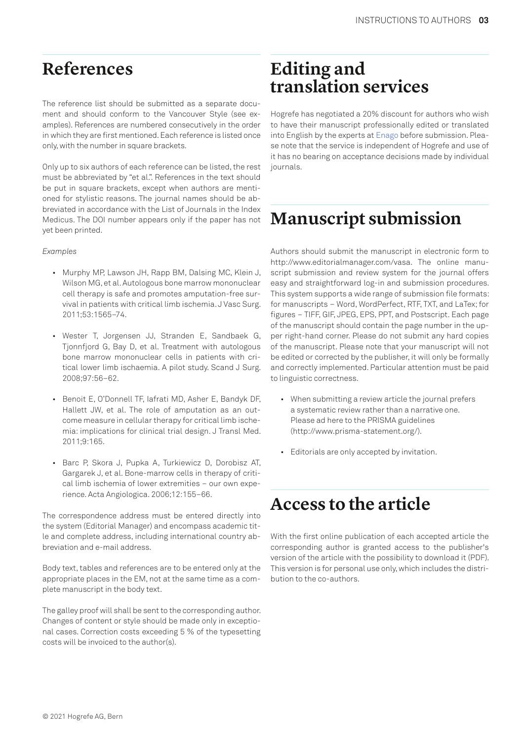## References

The reference list should be submitted as a separate document and should conform to the Vancouver Style (see examples). References are numbered consecutively in the order in which they are first mentioned. Each reference is listed once only, with the number in square brackets.

Only up to six authors of each reference can be listed, the rest must be abbreviated by "et al.". References in the text should be put in square brackets, except when authors are mentioned for stylistic reasons. The journal names should be abbreviated in accordance with the List of Journals in the Index Medicus. The DOI number appears only if the paper has not yet been printed.

*Examples*

- Murphy MP, Lawson JH, Rapp BM, Dalsing MC, Klein J, Wilson MG, et al. Autologous bone marrow mononuclear cell therapy is safe and promotes amputation-free survival in patients with critical limb ischemia. J Vasc Surg. 2011;53:1565–74.
- Wester T, Jorgensen JJ, Stranden E, Sandbaek G, Tjonnfjord G, Bay D, et al. Treatment with autologous bone marrow mononuclear cells in patients with critical lower limb ischaemia. A pilot study. Scand J Surg. 2008;97:56–62.
- Benoit E, O'Donnell TF, Iafrati MD, Asher E, Bandyk DF, Hallett JW, et al. The role of amputation as an outcome measure in cellular therapy for critical limb ischemia: implications for clinical trial design. J Transl Med. 2011;9:165.
- Barc P, Skora J, Pupka A, Turkiewicz D, Dorobisz AT, Gargarek J, et al. Bone-marrow cells in therapy of critical limb ischemia of lower extremities – our own experience. Acta Angiologica. 2006;12:155–66.

The correspondence address must be entered directly into the system (Editorial Manager) and encompass academic title and complete address, including international country abbreviation and e-mail address.

Body text, tables and references are to be entered only at the appropriate places in the EM, not at the same time as a complete manuscript in the body text.

The galley proof will shall be sent to the corresponding author. Changes of content or style should be made only in exceptional cases. Correction costs exceeding 5 % of the typesetting costs will be invoiced to the author(s).

## Editing and translation services

Hogrefe has negotiated a 20% discount for authors who wish to have their manuscript professionally edited or translated into English by the experts at Enago before submission. Please note that the service is independent of Hogrefe and use of it has no bearing on acceptance decisions made by individual journals.

## Manuscript submission

Authors should submit the manuscript in electronic form to http://www.editorialmanager.com/vasa. The online manuscript submission and review system for the journal offers easy and straightforward log-in and submission procedures. This system supports a wide range of submission file formats: for manuscripts – Word, WordPerfect, RTF, TXT, and LaTex; for figures – TIFF, GIF, JPEG, EPS, PPT, and Postscript. Each page of the manuscript should contain the page number in the upper right-hand corner. Please do not submit any hard copies of the manuscript. Please note that your manuscript will not be edited or corrected by the publisher, it will only be formally and correctly implemented. Particular attention must be paid to linguistic correctness.

- When submitting a review article the journal prefers a systematic review rather than a narrative one. Please ad here to the PRISMA guidelines (http://www.prisma-statement.org/).
- Editorials are only accepted by invitation.

## Access to the article

With the first online publication of each accepted article the corresponding author is granted access to the publisher's version of the article with the possibility to download it (PDF). This version is for personal use only, which includes the distribution to the co-authors.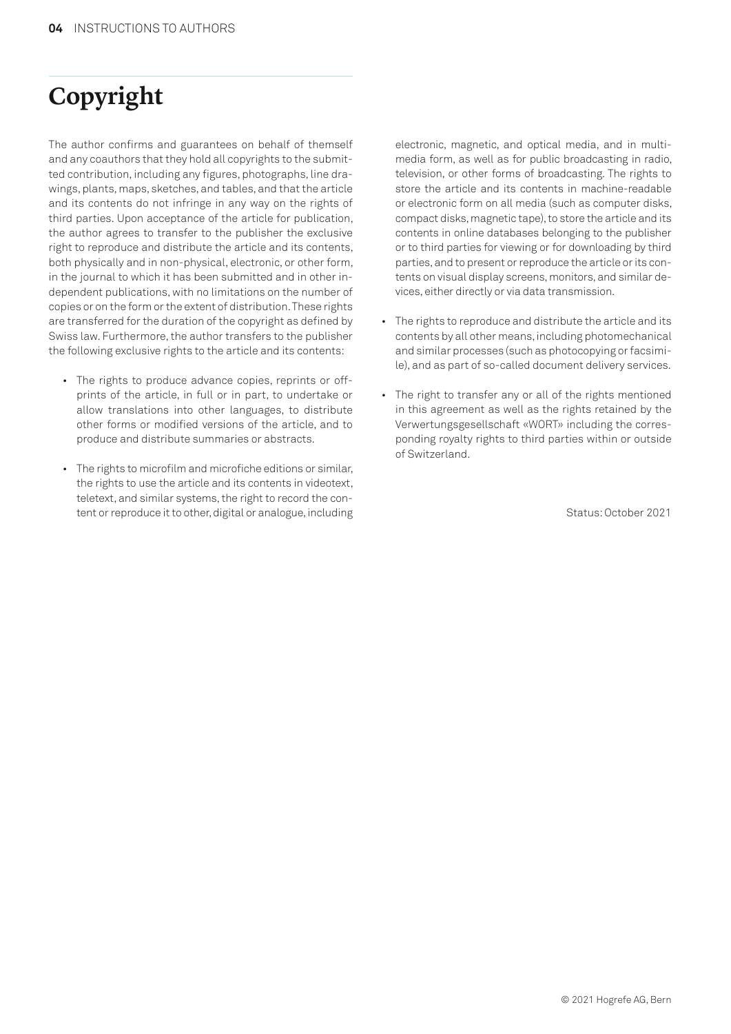# Copyright

The author confirms and guarantees on behalf of themself and any coauthors that they hold all copyrights to the submitted contribution, including any figures, photographs, line drawings, plants, maps, sketches, and tables, and that the article and its contents do not infringe in any way on the rights of third parties. Upon acceptance of the article for publication, the author agrees to transfer to the publisher the exclusive right to reproduce and distribute the article and its contents, both physically and in non-physical, electronic, or other form, in the journal to which it has been submitted and in other independent publications, with no limitations on the number of copies or on the form or the extent of distribution. These rights are transferred for the duration of the copyright as defined by Swiss law. Furthermore, the author transfers to the publisher the following exclusive rights to the article and its contents:

- The rights to produce advance copies, reprints or offprints of the article, in full or in part, to undertake or allow translations into other languages, to distribute other forms or modified versions of the article, and to produce and distribute summaries or abstracts.
- The rights to microfilm and microfiche editions or similar, the rights to use the article and its contents in videotext, teletext, and similar systems, the right to record the content or reproduce it to other, digital or analogue, including electronic, magnetic, and optical media, and in multimedia form, as well as for public broadcasting in radio, television, or other forms of broadcasting. The rights to store the article and its contents in machine-readable or electronic form on all media (such as computer disks, compact disks, magnetic tape), to store the article and its contents in online databases belonging to the publisher or to third parties for viewing or for downloading by third parties, and to present or reproduce the article or its contents on visual display screens, monitors, and similar devices, either directly or via data transmission.
- The rights to reproduce and distribute the article and its contents by all other means, including photomechanical and similar processes (such as photocopying or facsimile), and as part of so-called document delivery services.
- The right to transfer any or all of the rights mentioned in this agreement as well as the rights retained by the Verwertungsgesellschaft «WORT» including the corresponding royalty rights to third parties within or outside of Switzerland.

Status: October 2021

© 2021 Hogrefe AG, Bern